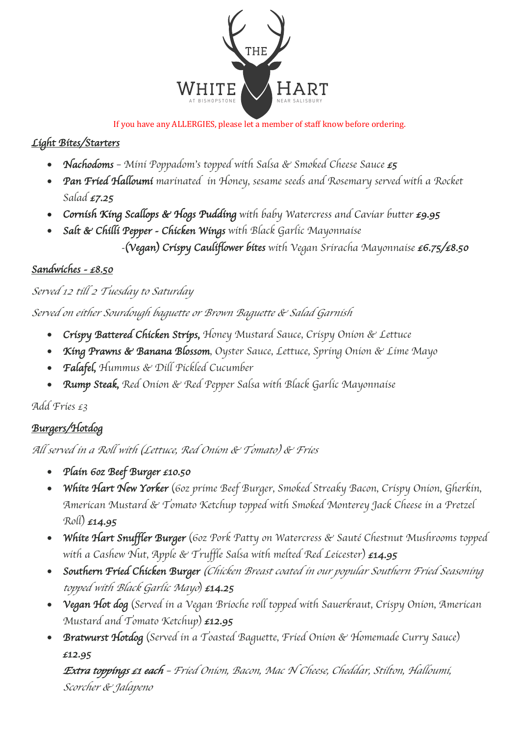# THE WHITE HART

AT BISHOPSTONE NEAR SALISBURY

If you have any ALLERGIES, please let a member of staff know before ordering.

## *Light Bites/Starters*

- ***Nachodoms*** – *Mini Poppadom's topped with Salsa & Smoked Cheese Sauce* ***£5***
- ***Pan Fried Halloumi*** *marinated in Honey, sesame seeds and Rosemary served with a Rocket Salad* ***£7.25***
- ***Cornish King Scallops & Hogs Pudding*** *with baby Watercress and Caviar butter* ***£9.95***
- ***Salt & Chilli Pepper - Chicken Wings*** *with Black Garlic Mayonnaise*
  -***(Vegan) Crispy Cauliflower bites*** *with Vegan Sriracha Mayonnaise* ***£6.75/£8.50***

## *Sandwiches - £8.50*

*Served 12 till 2 Tuesday to Saturday*

*Served on either Sourdough baguette or Brown Baguette & Salad Garnish*

- ***Crispy Battered Chicken Strips,*** *Honey Mustard Sauce, Crispy Onion & Lettuce*
- ***King Prawns & Banana Blossom****, Oyster Sauce, Lettuce, Spring Onion & Lime Mayo*
- ***Falafel,*** *Hummus & Dill Pickled Cucumber*
- ***Rump Steak,*** *Red Onion & Red Pepper Salsa with Black Garlic Mayonnaise*

*Add Fries £3*

## *Burgers/Hotdog*

*All served in a Roll with (Lettuce, Red Onion & Tomato) & Fries*

- ***Plain 6oz Beef Burger £10.50***
- ***White Hart New Yorker*** *(6oz prime Beef Burger, Smoked Streaky Bacon, Crispy Onion, Gherkin, American Mustard & Tomato Ketchup topped with Smoked Monterey Jack Cheese in a Pretzel Roll)* ***£14.95***
- ***White Hart Snuffler Burger*** *(6oz Pork Patty on Watercress & Sauté Chestnut Mushrooms topped with a Cashew Nut, Apple & Truffle Salsa with melted Red Leicester)* ***£14.95***
- ***Southern Fried Chicken Burger*** *(Chicken Breast coated in our popular Southern Fried Seasoning topped with Black Garlic Mayo)* ***£14.25***
- ***Vegan Hot dog*** *(Served in a Vegan Brioche roll topped with Sauerkraut, Crispy Onion, American Mustard and Tomato Ketchup)* ***£12.95***
- ***Bratwurst Hotdog*** *(Served in a Toasted Baguette, Fried Onion & Homemade Curry Sauce)* ***£12.95***

  ***Extra toppings £1 each*** *– Fried Onion, Bacon, Mac N Cheese, Cheddar, Stilton, Halloumi, Scorcher & Jalapeno*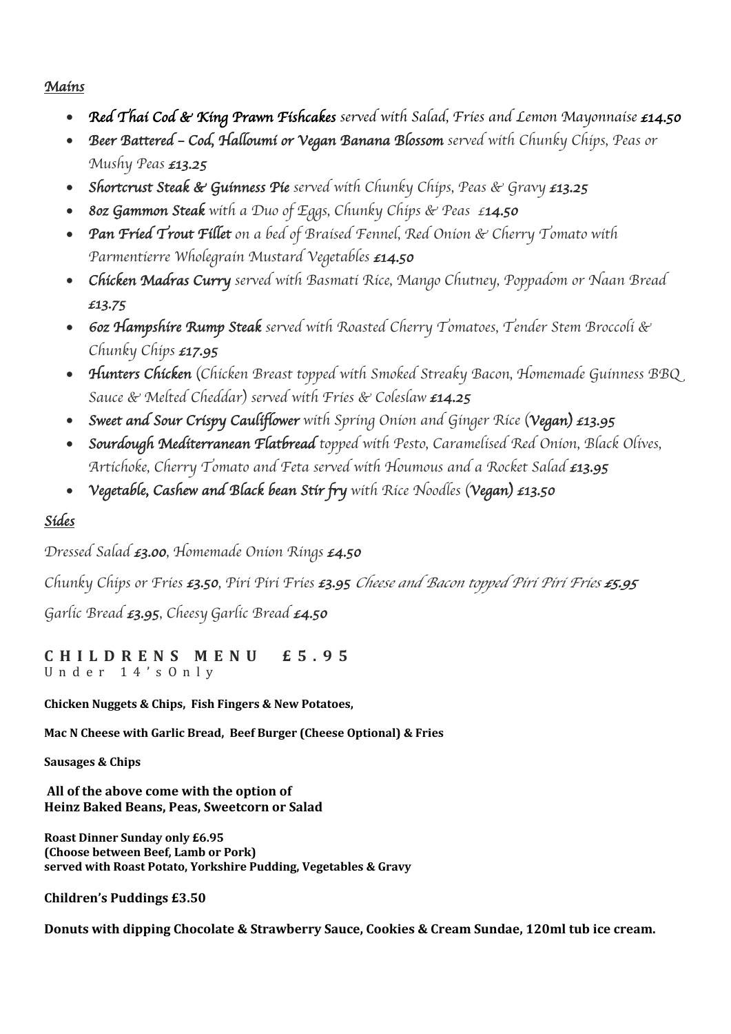## *Mains*

- ***Red Thai Cod & King Prawn Fishcakes*** *served with Salad, Fries and Lemon Mayonnaise* ***£14.50***
- ***Beer Battered – Cod, Halloumi or Vegan Banana Blossom*** *served with Chunky Chips, Peas or Mushy Peas* ***£13.25***
- ***Shortcrust Steak & Guinness Pie*** *served with Chunky Chips, Peas & Gravy* ***£13.25***
- ***8oz Gammon Steak*** *with a Duo of Eggs, Chunky Chips & Peas* ***£14.50***
- ***Pan Fried Trout Fillet*** *on a bed of Braised Fennel, Red Onion & Cherry Tomato with Parmentierre Wholegrain Mustard Vegetables* ***£14.50***
- ***Chicken Madras Curry*** *served with Basmati Rice, Mango Chutney, Poppadom or Naan Bread* ***£13.75***
- ***6oz Hampshire Rump Steak*** *served with Roasted Cherry Tomatoes, Tender Stem Broccoli & Chunky Chips* ***£17.95***
- ***Hunters Chicken*** *(Chicken Breast topped with Smoked Streaky Bacon, Homemade Guinness BBQ Sauce & Melted Cheddar) served with Fries & Coleslaw* ***£14.25***
- ***Sweet and Sour Crispy Cauliflower*** *with Spring Onion and Ginger Rice* ***(Vegan) £13.95***
- ***Sourdough Mediterranean Flatbread*** *topped with Pesto, Caramelised Red Onion, Black Olives, Artichoke, Cherry Tomato and Feta served with Houmous and a Rocket Salad* ***£13.95***
- ***Vegetable, Cashew and Black bean Stir fry*** *with Rice Noodles* ***(Vegan) £13.50***

## *Sides*

*Dressed Salad* ***£3.00****, Homemade Onion Rings* ***£4.50***

*Chunky Chips or Fries* ***£3.50****, Piri Piri Fries* ***£3.95*** *Cheese and Bacon topped Piri Piri Fries* ***£5.95***

*Garlic Bread* ***£3.95****, Cheesy Garlic Bread* ***£4.50***

## CHILDRENS MENU £5.95

Under 14's Only

**Chicken Nuggets & Chips, Fish Fingers & New Potatoes,**

**Mac N Cheese with Garlic Bread, Beef Burger (Cheese Optional) & Fries**

**Sausages & Chips**

**All of the above come with the option of**
**Heinz Baked Beans, Peas, Sweetcorn or Salad**

**Roast Dinner Sunday only £6.95**
**(Choose between Beef, Lamb or Pork)**
**served with Roast Potato, Yorkshire Pudding, Vegetables & Gravy**

**Children's Puddings £3.50**

**Donuts with dipping Chocolate & Strawberry Sauce, Cookies & Cream Sundae, 120ml tub ice cream.**